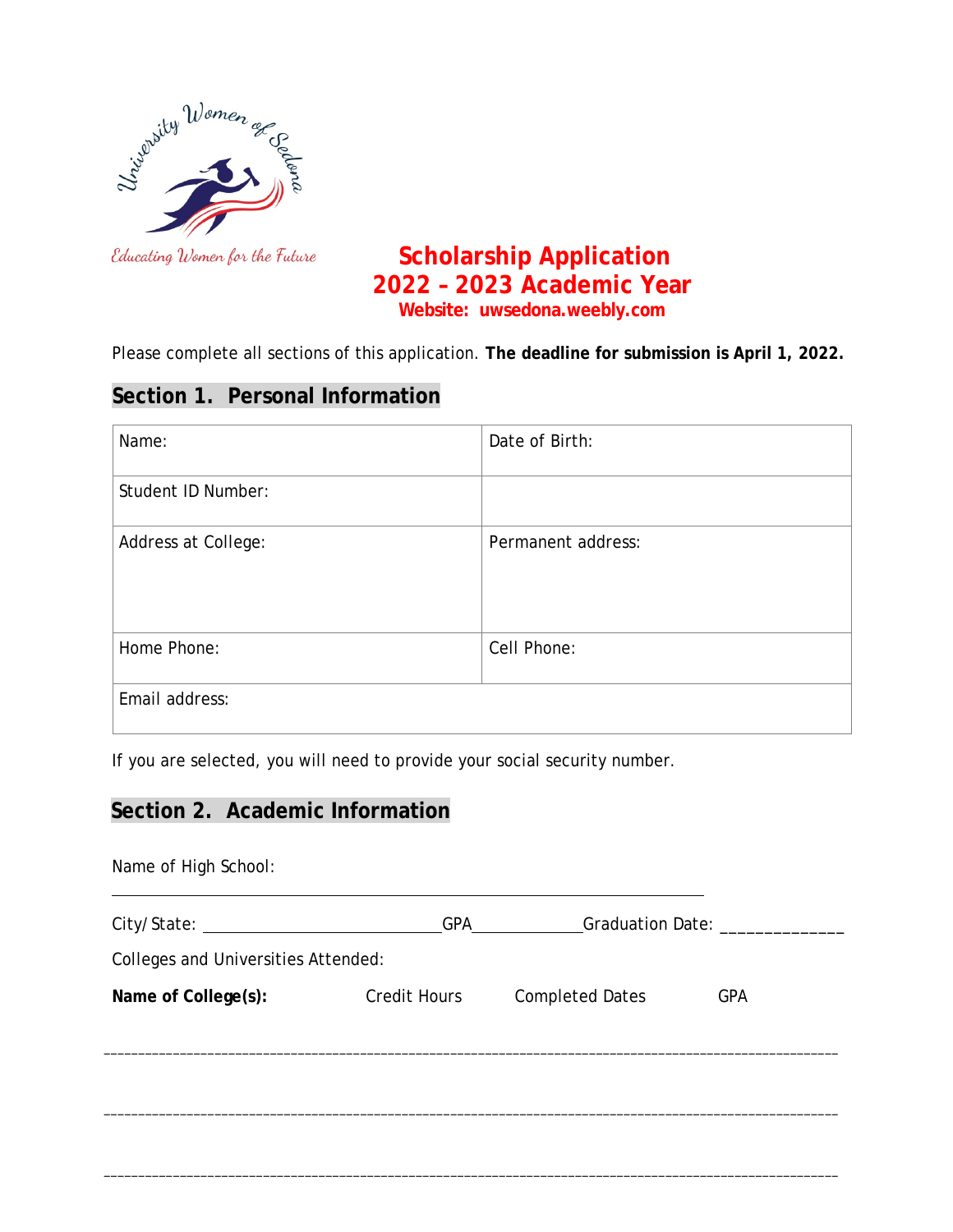University Women of Sedona

*Educating Women for the Future*

# Scholarship Application
# 2022 – 2023 Academic Year
**Website: uwsedona.weebly.com**

Please complete all sections of this application. **The deadline for submission is April 1, 2022.**

## Section 1. Personal Information

| Name: | Date of Birth: |
|---|---|
| Student ID Number: | |
| Address at College: | Permanent address: |
| Home Phone: | Cell Phone: |
| Email address: | |

If you are selected, you will need to provide your social security number.

## Section 2. Academic Information

Name of High School:

______________________________________________________________

City/State: ____________________________ GPA_____________ Graduation Date: ______________

Colleges and Universities Attended:

| **Name of College(s):** | Credit Hours | Completed Dates | GPA |
|---|---|---|---|
| | | | |
| | | | |
| | | | |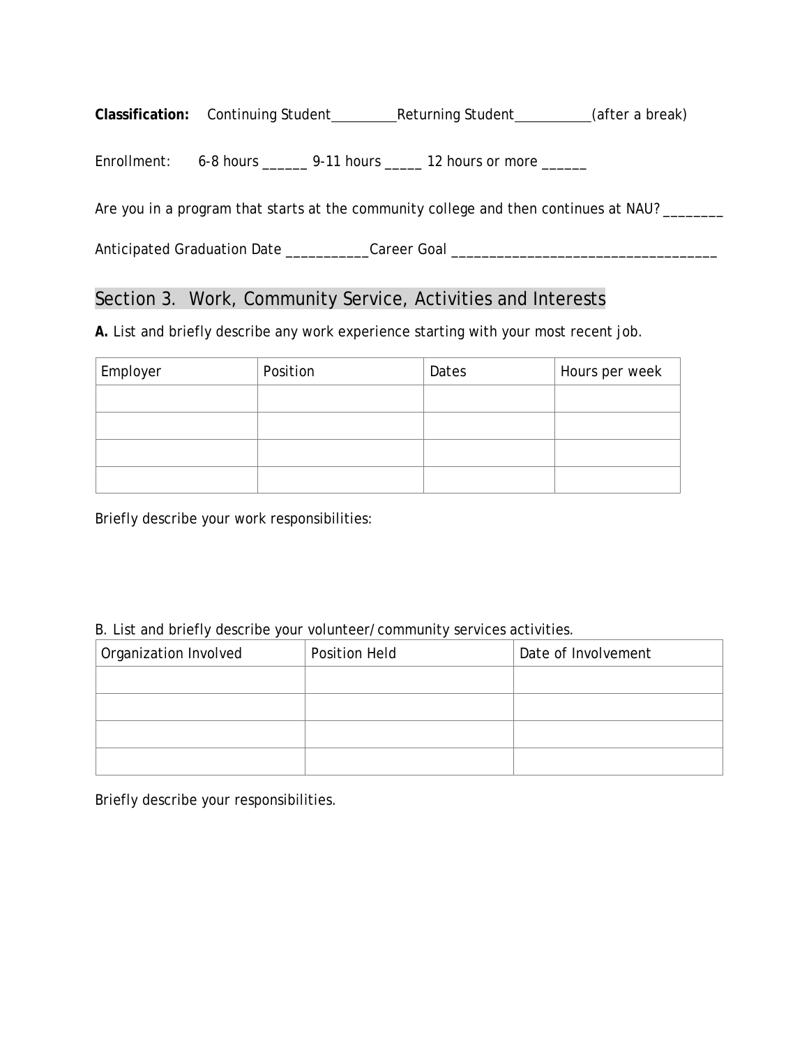**Classification:** Continuing Student_________ Returning Student__________ (after a break)

Enrollment: 6-8 hours ______ 9-11 hours _____ 12 hours or more ______

Are you in a program that starts at the community college and then continues at NAU? ________

Anticipated Graduation Date ___________ Career Goal ___________________________________

## Section 3. Work, Community Service, Activities and Interests

**A.** List and briefly describe any work experience starting with your most recent job.

| Employer | Position | Dates | Hours per week |
|---|---|---|---|
| | | | |
| | | | |
| | | | |
| | | | |

Briefly describe your work responsibilities:

B. List and briefly describe your volunteer/community services activities.

| Organization Involved | Position Held | Date of Involvement |
|---|---|---|
| | | |
| | | |
| | | |
| | | |

Briefly describe your responsibilities.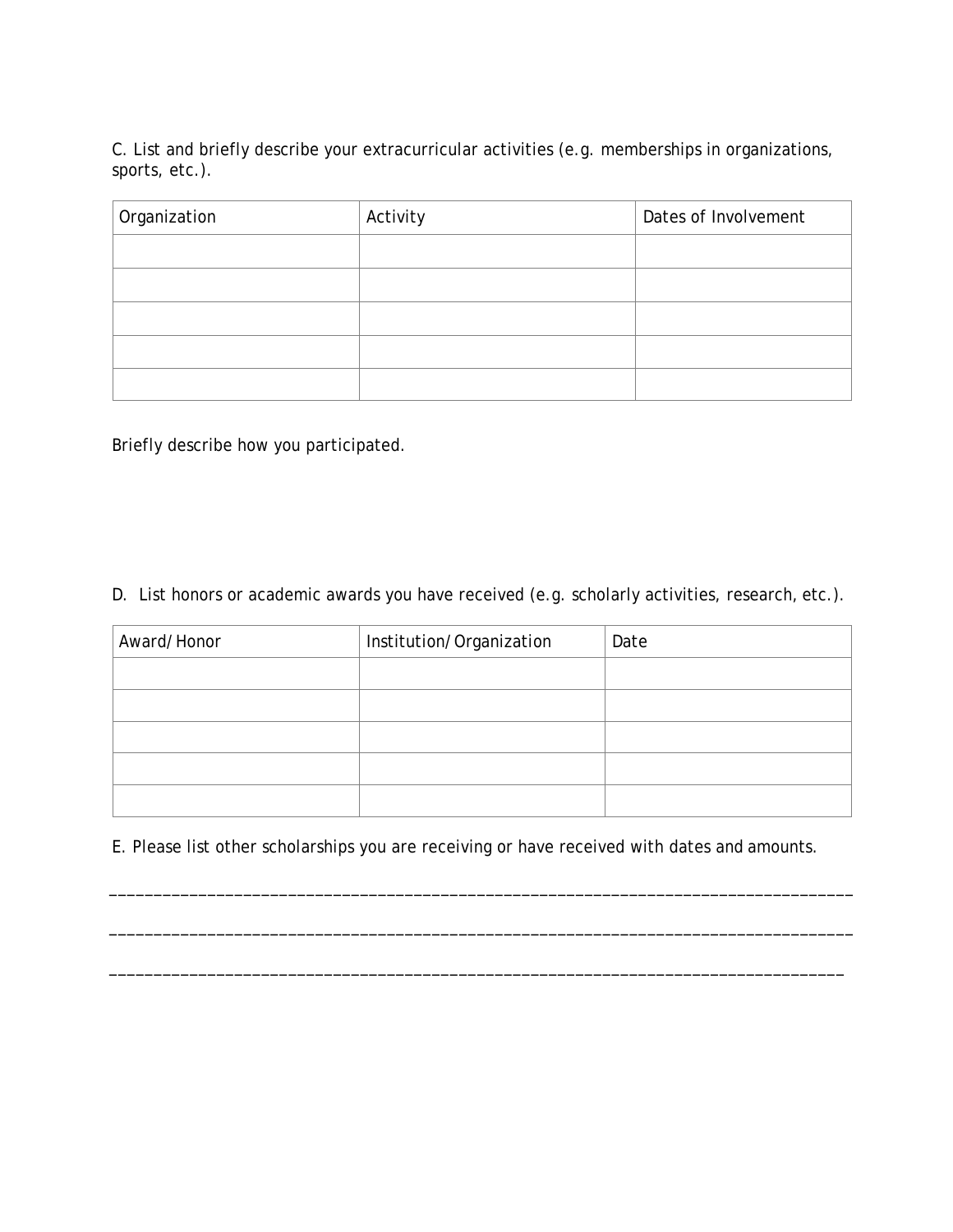C. List and briefly describe your extracurricular activities (e.g. memberships in organizations, sports, etc.).

| Organization | Activity | Dates of Involvement |
| --- | --- | --- |
| | | |
| | | |
| | | |
| | | |
| | | |

Briefly describe how you participated.

D. List honors or academic awards you have received (e.g. scholarly activities, research, etc.).

| Award/Honor | Institution/Organization | Date |
| --- | --- | --- |
| | | |
| | | |
| | | |
| | | |
| | | |

E. Please list other scholarships you are receiving or have received with dates and amounts.

_______________________________________________________________________________

_______________________________________________________________________________

_______________________________________________________________________________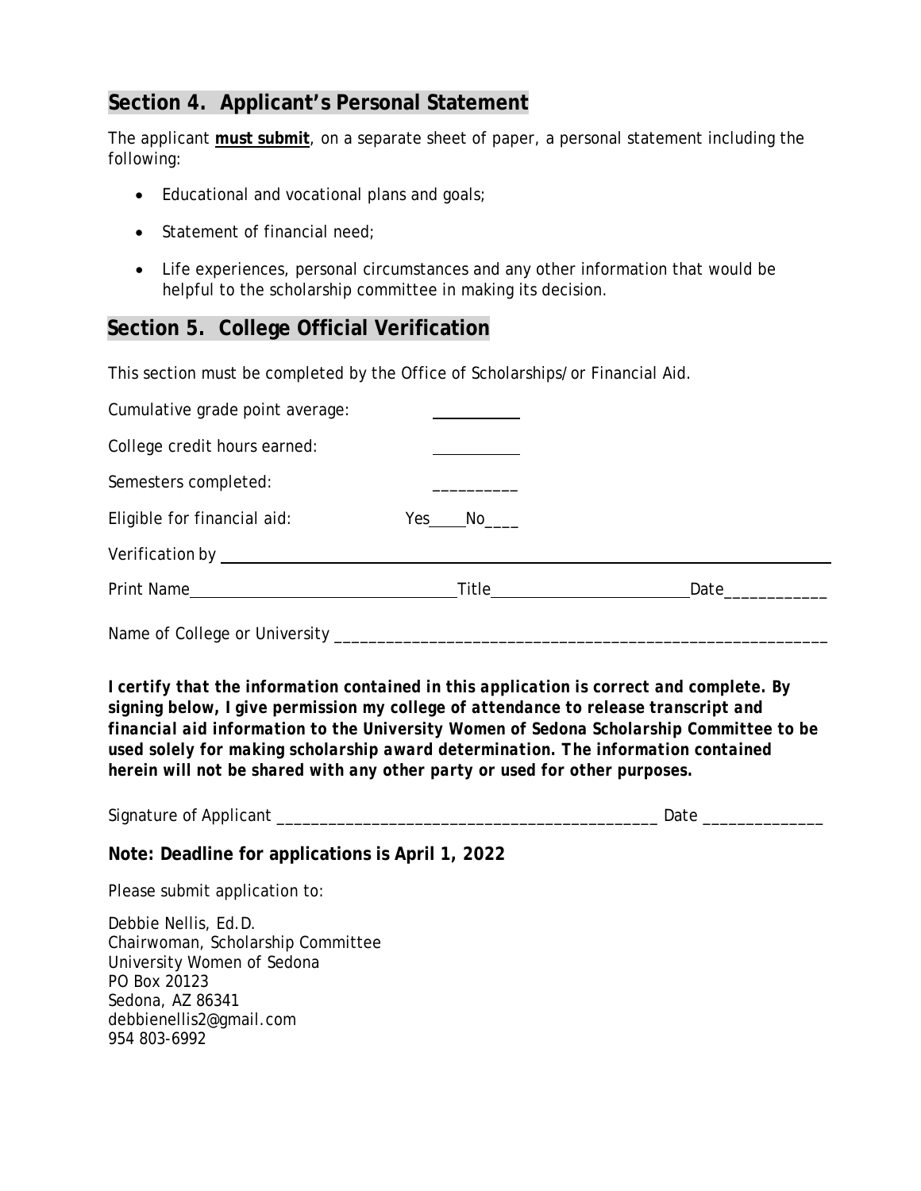## Section 4. Applicant's Personal Statement

The applicant **must submit**, on a separate sheet of paper, a personal statement including the following:

- Educational and vocational plans and goals;
- Statement of financial need;
- Life experiences, personal circumstances and any other information that would be helpful to the scholarship committee in making its decision.

## Section 5. College Official Verification

This section must be completed by the Office of Scholarships/or Financial Aid.

Cumulative grade point average: __________

College credit hours earned: __________

Semesters completed: __________

Eligible for financial aid: Yes____No____

Verification by ________________________________________________________________

Print Name______________________________Title______________________Date____________

Name of College or University __________________________________________________________

***I certify that the information contained in this application is correct and complete. By signing below, I give permission my college of attendance to release transcript and financial aid information to the University Women of Sedona Scholarship Committee to be used solely for making scholarship award determination. The information contained herein will not be shared with any other party or used for other purposes.***

Signature of Applicant ____________________________________________ Date ______________

**Note: Deadline for applications is April 1, 2022**

Please submit application to:

Debbie Nellis, Ed.D.
Chairwoman, Scholarship Committee
University Women of Sedona
PO Box 20123
Sedona, AZ 86341
debbienellis2@gmail.com
954 803-6992